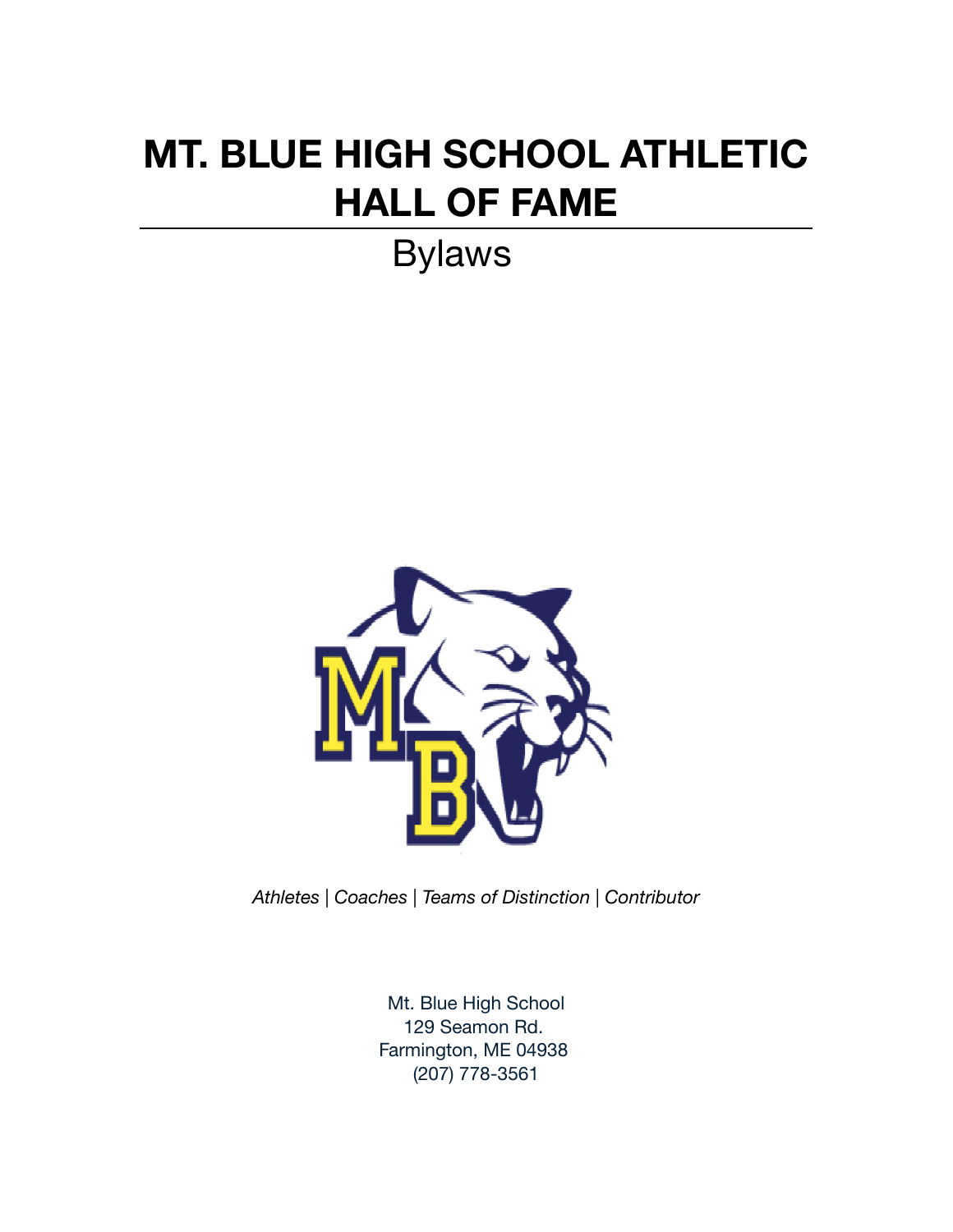# MT. BLUE HIGH SCHOOL ATHLETIC HALL OF FAME

## Bylaws

*Athletes* | *Coaches* | *Teams of Distinction* | *Contributor*

Mt. Blue High School
129 Seamon Rd.
Farmington, ME 04938
(207) 778-3561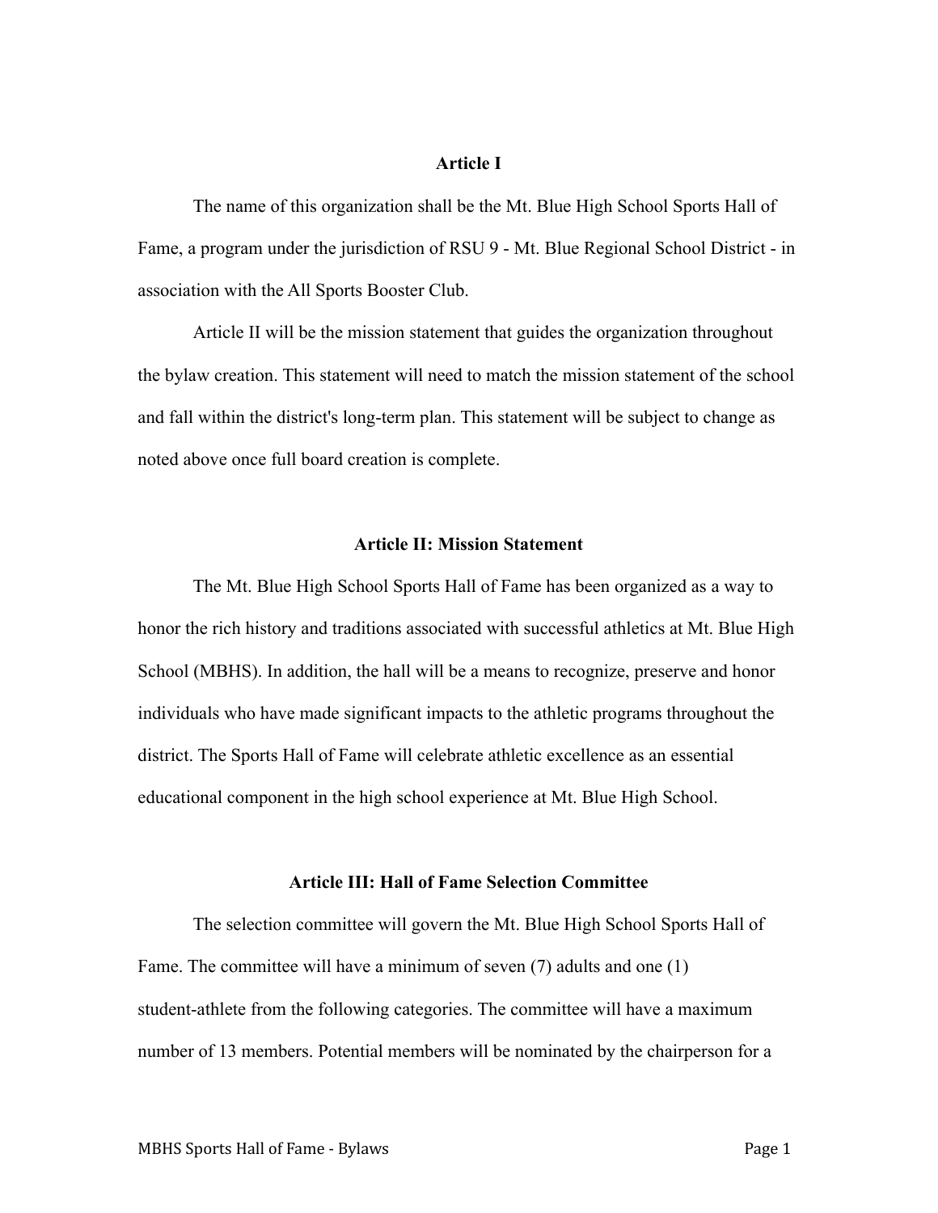## Article I

The name of this organization shall be the Mt. Blue High School Sports Hall of Fame, a program under the jurisdiction of RSU 9 - Mt. Blue Regional School District - in association with the All Sports Booster Club.

Article II will be the mission statement that guides the organization throughout the bylaw creation. This statement will need to match the mission statement of the school and fall within the district's long-term plan. This statement will be subject to change as noted above once full board creation is complete.

## Article II: Mission Statement

The Mt. Blue High School Sports Hall of Fame has been organized as a way to honor the rich history and traditions associated with successful athletics at Mt. Blue High School (MBHS). In addition, the hall will be a means to recognize, preserve and honor individuals who have made significant impacts to the athletic programs throughout the district. The Sports Hall of Fame will celebrate athletic excellence as an essential educational component in the high school experience at Mt. Blue High School.

## Article III: Hall of Fame Selection Committee

The selection committee will govern the Mt. Blue High School Sports Hall of Fame. The committee will have a minimum of seven (7) adults and one (1) student-athlete from the following categories. The committee will have a maximum number of 13 members. Potential members will be nominated by the chairperson for a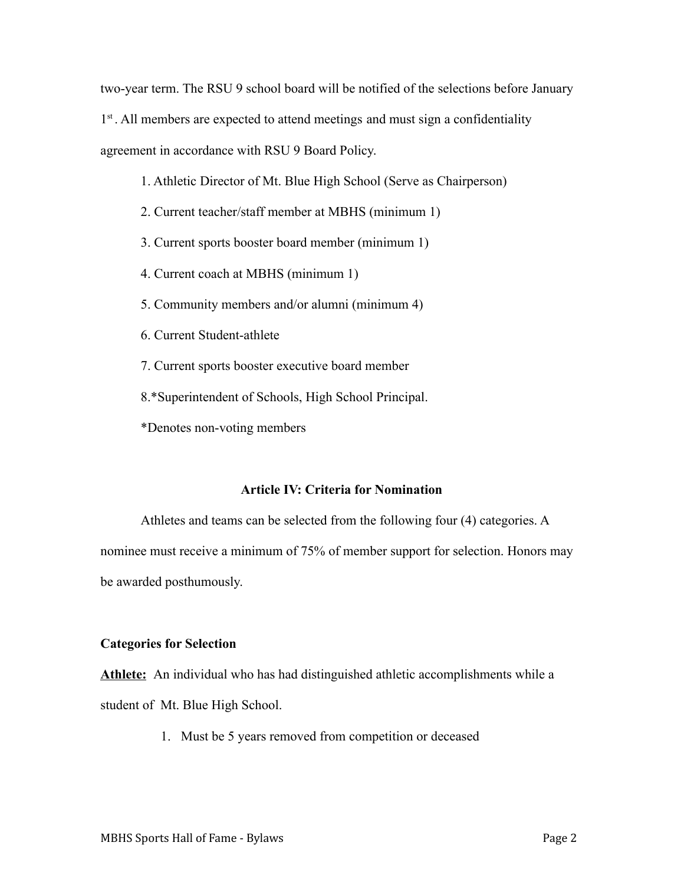two-year term. The RSU 9 school board will be notified of the selections before January 1st. All members are expected to attend meetings and must sign a confidentiality agreement in accordance with RSU 9 Board Policy.

1. Athletic Director of Mt. Blue High School (Serve as Chairperson)
2. Current teacher/staff member at MBHS (minimum 1)
3. Current sports booster board member (minimum 1)
4. Current coach at MBHS (minimum 1)
5. Community members and/or alumni (minimum 4)
6. Current Student-athlete
7. Current sports booster executive board member
8. *Superintendent of Schools, High School Principal.

*Denotes non-voting members

## Article IV: Criteria for Nomination

Athletes and teams can be selected from the following four (4) categories. A nominee must receive a minimum of 75% of member support for selection. Honors may be awarded posthumously.

**Categories for Selection**

**Athlete:** An individual who has had distinguished athletic accomplishments while a student of Mt. Blue High School.

1. Must be 5 years removed from competition or deceased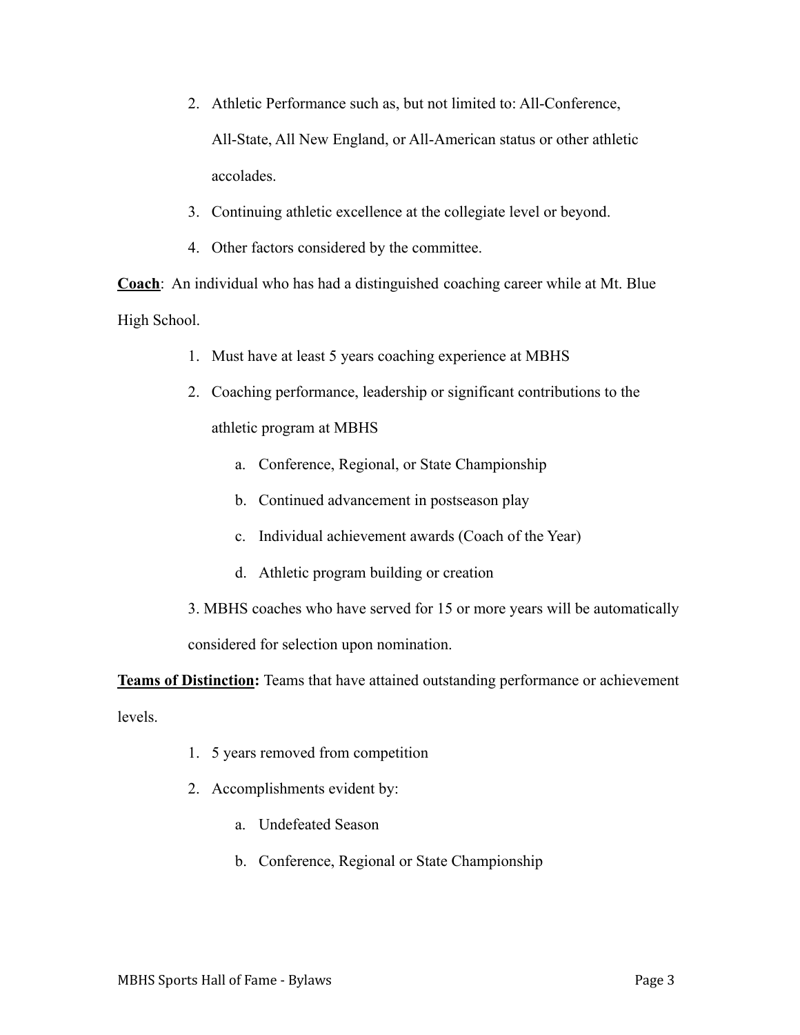2. Athletic Performance such as, but not limited to: All-Conference, All-State, All New England, or All-American status or other athletic accolades.
3. Continuing athletic excellence at the collegiate level or beyond.
4. Other factors considered by the committee.

**Coach**: An individual who has had a distinguished coaching career while at Mt. Blue High School.

1. Must have at least 5 years coaching experience at MBHS
2. Coaching performance, leadership or significant contributions to the athletic program at MBHS
    a. Conference, Regional, or State Championship
    b. Continued advancement in postseason play
    c. Individual achievement awards (Coach of the Year)
    d. Athletic program building or creation
3. MBHS coaches who have served for 15 or more years will be automatically considered for selection upon nomination.

**Teams of Distinction:** Teams that have attained outstanding performance or achievement levels.

1. 5 years removed from competition
2. Accomplishments evident by:
    a. Undefeated Season
    b. Conference, Regional or State Championship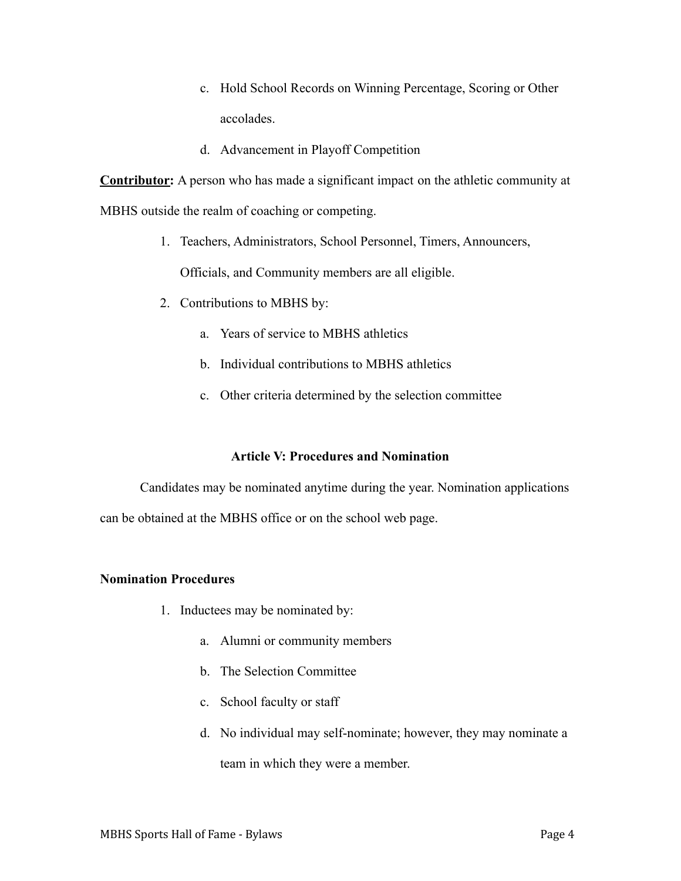c. Hold School Records on Winning Percentage, Scoring or Other accolades.
d. Advancement in Playoff Competition

**Contributor:** A person who has made a significant impact on the athletic community at MBHS outside the realm of coaching or competing.

1. Teachers, Administrators, School Personnel, Timers, Announcers, Officials, and Community members are all eligible.
2. Contributions to MBHS by:
    a. Years of service to MBHS athletics
    b. Individual contributions to MBHS athletics
    c. Other criteria determined by the selection committee

## Article V: Procedures and Nomination

Candidates may be nominated anytime during the year. Nomination applications can be obtained at the MBHS office or on the school web page.

### Nomination Procedures

1. Inductees may be nominated by:
    a. Alumni or community members
    b. The Selection Committee
    c. School faculty or staff
    d. No individual may self-nominate; however, they may nominate a team in which they were a member.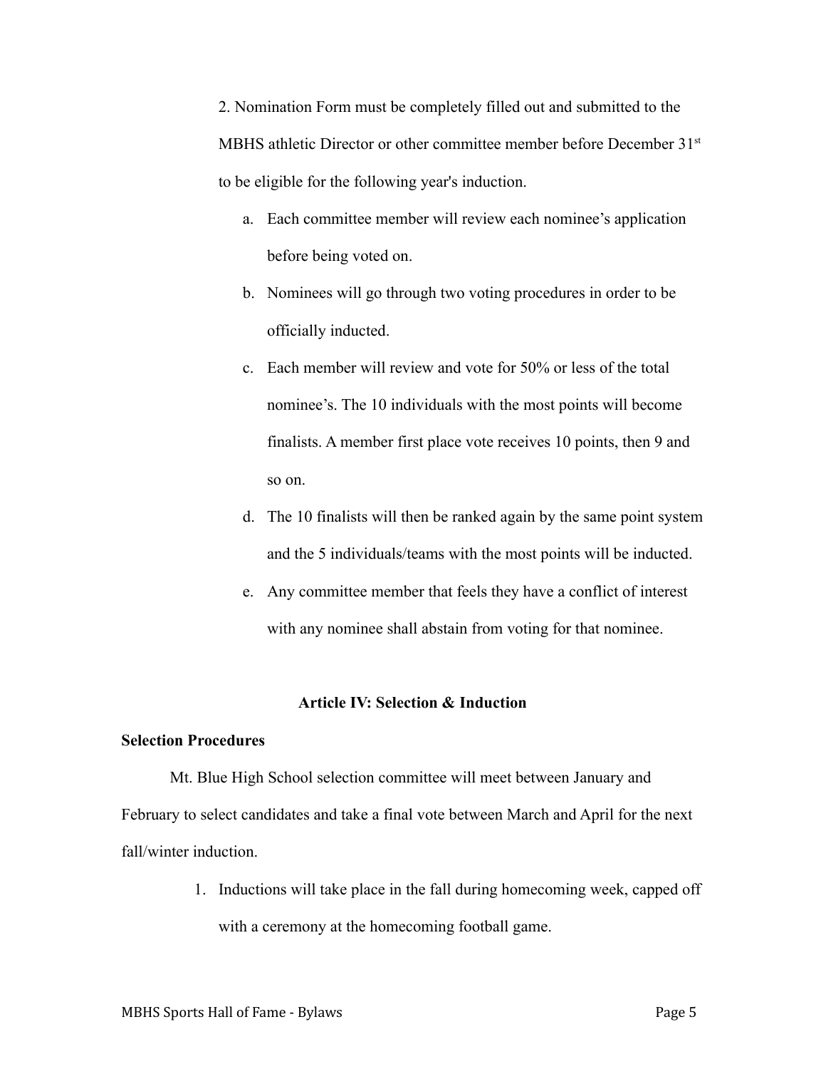2. Nomination Form must be completely filled out and submitted to the MBHS athletic Director or other committee member before December 31st to be eligible for the following year's induction.

   a. Each committee member will review each nominee's application before being voted on.
   b. Nominees will go through two voting procedures in order to be officially inducted.
   c. Each member will review and vote for 50% or less of the total nominee's. The 10 individuals with the most points will become finalists. A member first place vote receives 10 points, then 9 and so on.
   d. The 10 finalists will then be ranked again by the same point system and the 5 individuals/teams with the most points will be inducted.
   e. Any committee member that feels they have a conflict of interest with any nominee shall abstain from voting for that nominee.

## Article IV: Selection & Induction

**Selection Procedures**

Mt. Blue High School selection committee will meet between January and February to select candidates and take a final vote between March and April for the next fall/winter induction.

1. Inductions will take place in the fall during homecoming week, capped off with a ceremony at the homecoming football game.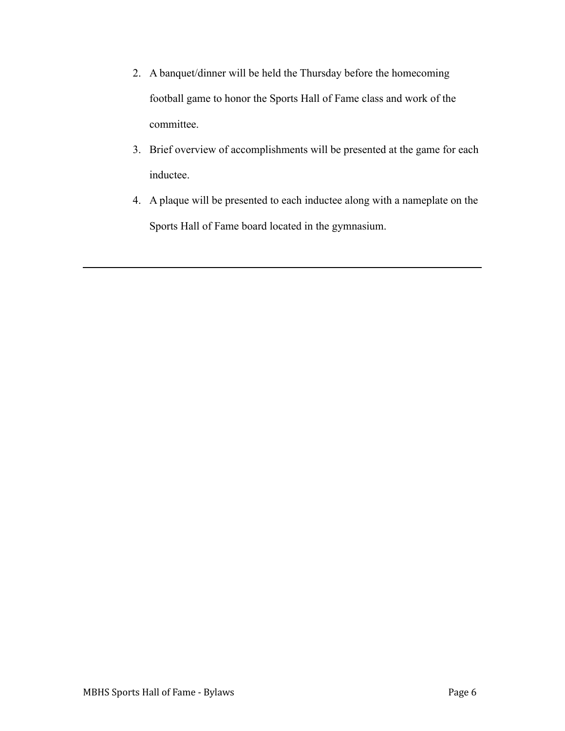2. A banquet/dinner will be held the Thursday before the homecoming football game to honor the Sports Hall of Fame class and work of the committee.
3. Brief overview of accomplishments will be presented at the game for each inductee.
4. A plaque will be presented to each inductee along with a nameplate on the Sports Hall of Fame board located in the gymnasium.

---